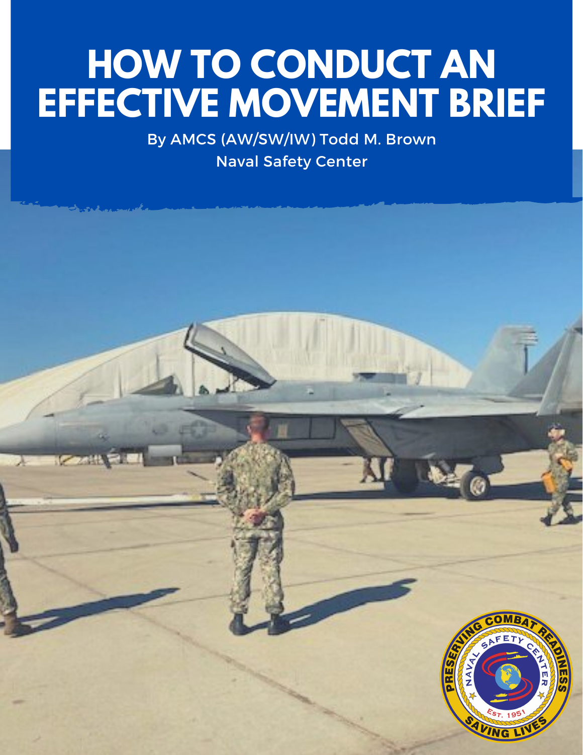# HOW TO CONDUCT AN EFFECTIVE MOVEMENT BRIEF

By AMCS (AW/SW/IW) Todd M. Brown

Naval Safety Center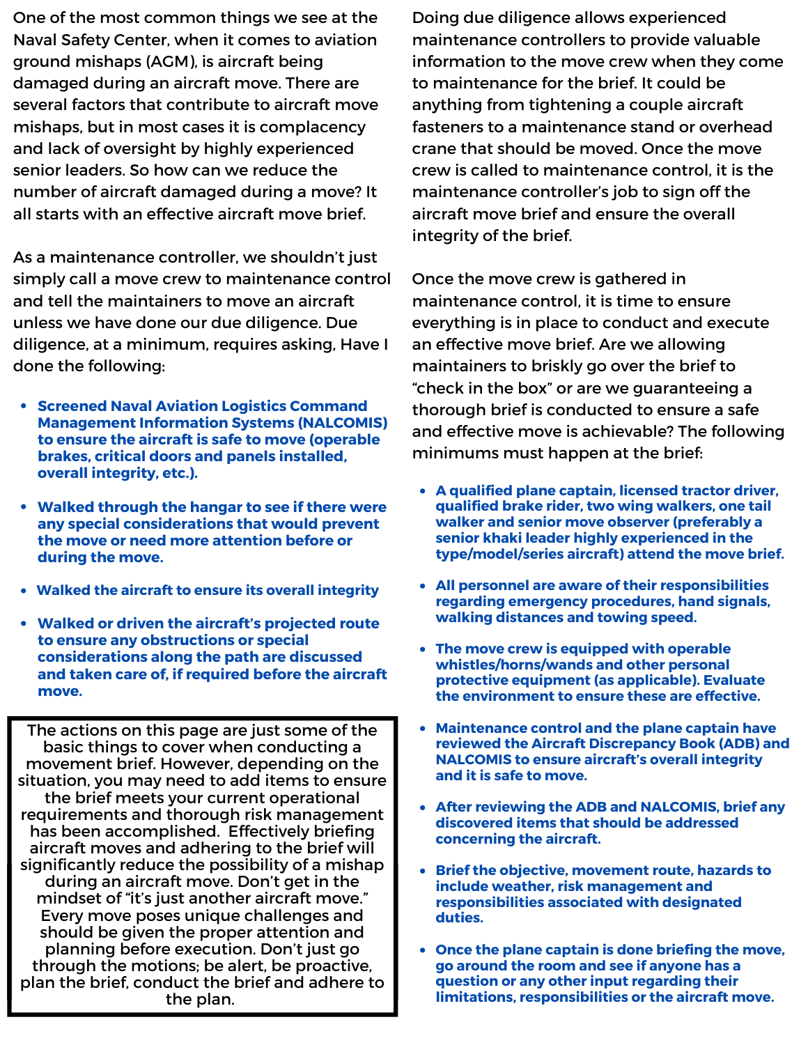One of the most common things we see at the Naval Safety Center, when it comes to aviation ground mishaps (AGM), is aircraft being damaged during an aircraft move. There are several factors that contribute to aircraft move mishaps, but in most cases it is complacency and lack of oversight by highly experienced senior leaders. So how can we reduce the number of aircraft damaged during a move? It all starts with an effective aircraft move brief.

As a maintenance controller, we shouldn't just simply call a move crew to maintenance control and tell the maintainers to move an aircraft unless we have done our due diligence. Due diligence, at a minimum, requires asking, Have I done the following:

- **Screened Naval Aviation Logistics Command Management Information Systems (NALCOMIS) to ensure the aircraft is safe to move (operable brakes, critical doors and panels installed, overall integrity, etc.).**
- **Walked through the hangar to see if there were any special considerations that would prevent the move or need more attention before or during the move.**
- **Walked the aircraft to ensure its overall integrity**
- **Walked or driven the aircraft's projected route to ensure any obstructions or special considerations along the path are discussed and taken care of, if required before the aircraft move.**

> The actions on this page are just some of the basic things to cover when conducting a movement brief. However, depending on the situation, you may need to add items to ensure the brief meets your current operational requirements and thorough risk management has been accomplished. Effectively briefing aircraft moves and adhering to the brief will significantly reduce the possibility of a mishap during an aircraft move. Don't get in the mindset of "it's just another aircraft move." Every move poses unique challenges and should be given the proper attention and planning before execution. Don't just go through the motions; be alert, be proactive, plan the brief, conduct the brief and adhere to the plan.

Doing due diligence allows experienced maintenance controllers to provide valuable information to the move crew when they come to maintenance for the brief. It could be anything from tightening a couple aircraft fasteners to a maintenance stand or overhead crane that should be moved. Once the move crew is called to maintenance control, it is the maintenance controller's job to sign off the aircraft move brief and ensure the overall integrity of the brief.

Once the move crew is gathered in maintenance control, it is time to ensure everything is in place to conduct and execute an effective move brief. Are we allowing maintainers to briskly go over the brief to "check in the box" or are we guaranteeing a thorough brief is conducted to ensure a safe and effective move is achievable? The following minimums must happen at the brief:

- **A qualified plane captain, licensed tractor driver, qualified brake rider, two wing walkers, one tail walker and senior move observer (preferably a senior khaki leader highly experienced in the type/model/series aircraft) attend the move brief.**
- **All personnel are aware of their responsibilities regarding emergency procedures, hand signals, walking distances and towing speed.**
- **The move crew is equipped with operable whistles/horns/wands and other personal protective equipment (as applicable). Evaluate the environment to ensure these are effective.**
- **Maintenance control and the plane captain have reviewed the Aircraft Discrepancy Book (ADB) and NALCOMIS to ensure aircraft's overall integrity and it is safe to move.**
- **After reviewing the ADB and NALCOMIS, brief any discovered items that should be addressed concerning the aircraft.**
- **Brief the objective, movement route, hazards to include weather, risk management and responsibilities associated with designated duties.**
- **Once the plane captain is done briefing the move, go around the room and see if anyone has a question or any other input regarding their limitations, responsibilities or the aircraft move.**